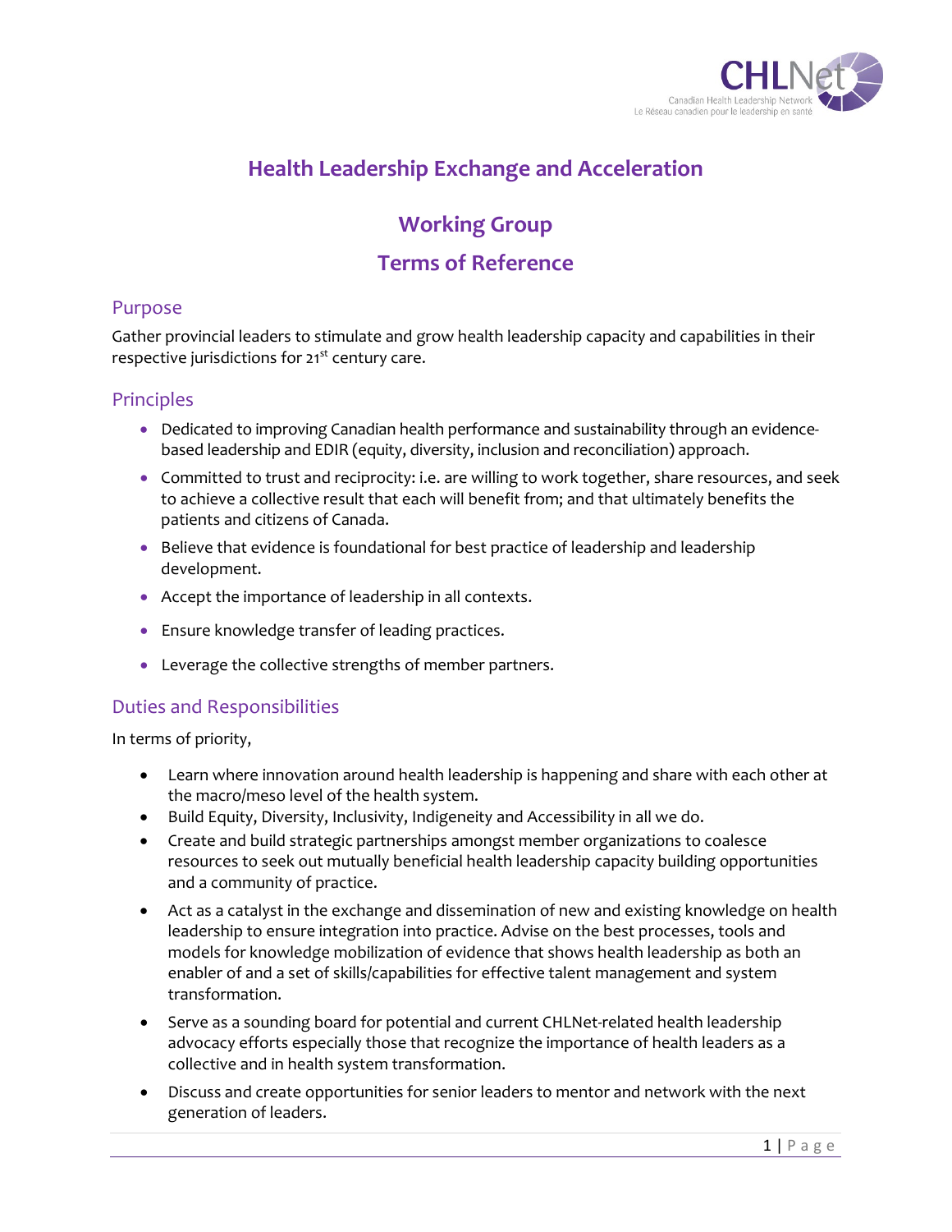# Health Leadership Exchange and Acceleration

## Working Group

## Terms of Reference

### Purpose

Gather provincial leaders to stimulate and grow health leadership capacity and capabilities in their respective jurisdictions for 21st century care.

### Principles

- Dedicated to improving Canadian health performance and sustainability through an evidence-based leadership and EDIR (equity, diversity, inclusion and reconciliation) approach.
- Committed to trust and reciprocity: i.e. are willing to work together, share resources, and seek to achieve a collective result that each will benefit from; and that ultimately benefits the patients and citizens of Canada.
- Believe that evidence is foundational for best practice of leadership and leadership development.
- Accept the importance of leadership in all contexts.
- Ensure knowledge transfer of leading practices.
- Leverage the collective strengths of member partners.

### Duties and Responsibilities

In terms of priority,

- Learn where innovation around health leadership is happening and share with each other at the macro/meso level of the health system.
- Build Equity, Diversity, Inclusivity, Indigeneity and Accessibility in all we do.
- Create and build strategic partnerships amongst member organizations to coalesce resources to seek out mutually beneficial health leadership capacity building opportunities and a community of practice.
- Act as a catalyst in the exchange and dissemination of new and existing knowledge on health leadership to ensure integration into practice. Advise on the best processes, tools and models for knowledge mobilization of evidence that shows health leadership as both an enabler of and a set of skills/capabilities for effective talent management and system transformation.
- Serve as a sounding board for potential and current CHLNet-related health leadership advocacy efforts especially those that recognize the importance of health leaders as a collective and in health system transformation.
- Discuss and create opportunities for senior leaders to mentor and network with the next generation of leaders.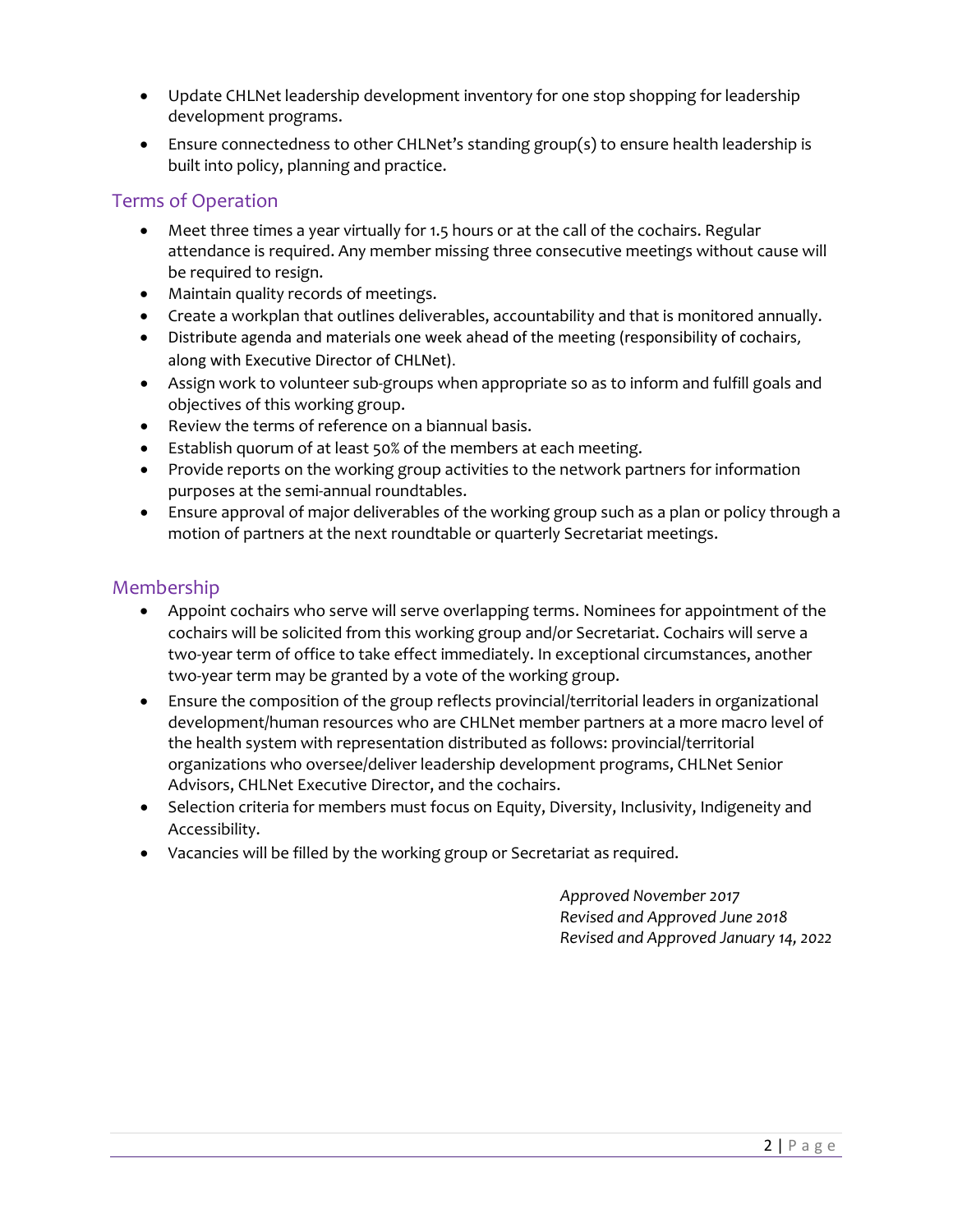- Update CHLNet leadership development inventory for one stop shopping for leadership development programs.
- Ensure connectedness to other CHLNet's standing group(s) to ensure health leadership is built into policy, planning and practice.

## Terms of Operation

- Meet three times a year virtually for 1.5 hours or at the call of the cochairs. Regular attendance is required. Any member missing three consecutive meetings without cause will be required to resign.
- Maintain quality records of meetings.
- Create a workplan that outlines deliverables, accountability and that is monitored annually.
- Distribute agenda and materials one week ahead of the meeting (responsibility of cochairs, along with Executive Director of CHLNet).
- Assign work to volunteer sub-groups when appropriate so as to inform and fulfill goals and objectives of this working group.
- Review the terms of reference on a biannual basis.
- Establish quorum of at least 50% of the members at each meeting.
- Provide reports on the working group activities to the network partners for information purposes at the semi-annual roundtables.
- Ensure approval of major deliverables of the working group such as a plan or policy through a motion of partners at the next roundtable or quarterly Secretariat meetings.

## Membership

- Appoint cochairs who serve will serve overlapping terms. Nominees for appointment of the cochairs will be solicited from this working group and/or Secretariat. Cochairs will serve a two-year term of office to take effect immediately. In exceptional circumstances, another two-year term may be granted by a vote of the working group.
- Ensure the composition of the group reflects provincial/territorial leaders in organizational development/human resources who are CHLNet member partners at a more macro level of the health system with representation distributed as follows: provincial/territorial organizations who oversee/deliver leadership development programs, CHLNet Senior Advisors, CHLNet Executive Director, and the cochairs.
- Selection criteria for members must focus on Equity, Diversity, Inclusivity, Indigeneity and Accessibility.
- Vacancies will be filled by the working group or Secretariat as required.

*Approved November 2017*
*Revised and Approved June 2018*
*Revised and Approved January 14, 2022*